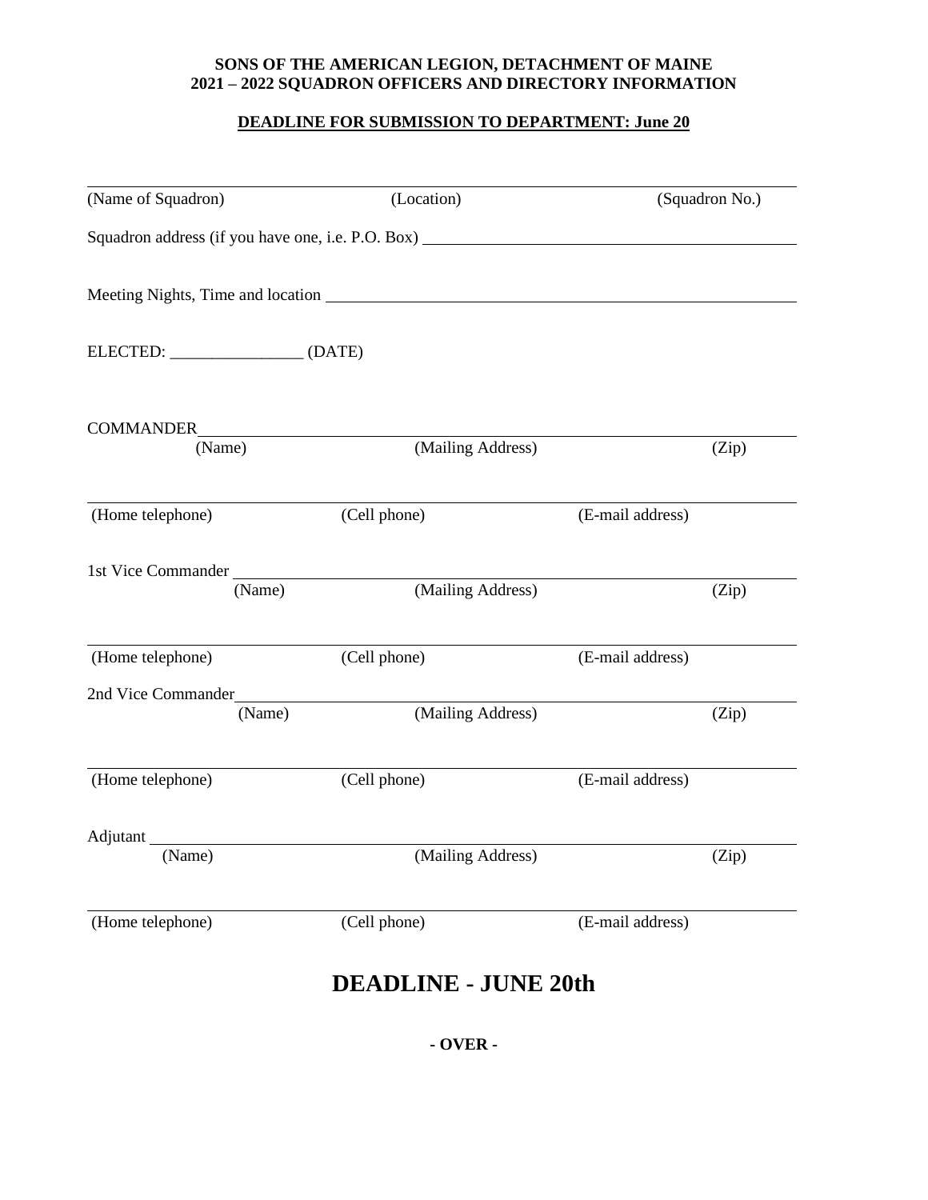**SONS OF THE AMERICAN LEGION, DETACHMENT OF MAINE**
**2021 – 2022 SQUADRON OFFICERS AND DIRECTORY INFORMATION**

**DEADLINE FOR SUBMISSION TO DEPARTMENT: June 20**

\_\_\_\_\_\_\_\_\_\_\_\_\_\_\_\_\_\_\_\_\_\_\_\_\_\_\_\_\_\_\_\_\_\_\_\_\_\_\_\_\_\_\_\_\_\_\_\_\_\_\_\_\_\_\_\_\_\_\_\_\_\_\_\_\_\_\_\_\_\_\_\_
(Name of Squadron) (Location) (Squadron No.)

Squadron address (if you have one, i.e. P.O. Box) \_\_\_\_\_\_\_\_\_\_\_\_\_\_\_\_\_\_\_\_\_\_\_\_\_\_\_\_\_\_\_\_\_\_\_\_

Meeting Nights, Time and location \_\_\_\_\_\_\_\_\_\_\_\_\_\_\_\_\_\_\_\_\_\_\_\_\_\_\_\_\_\_\_\_\_\_\_\_\_\_\_\_\_\_\_\_\_

ELECTED: \_\_\_\_\_\_\_\_\_\_\_\_\_\_\_\_ (DATE)

COMMANDER\_\_\_\_\_\_\_\_\_\_\_\_\_\_\_\_\_\_\_\_\_\_\_\_\_\_\_\_\_\_\_\_\_\_\_\_\_\_\_\_\_\_\_\_\_\_\_\_\_\_\_\_\_\_\_\_\_\_\_\_
(Name) (Mailing Address) (Zip)

\_\_\_\_\_\_\_\_\_\_\_\_\_\_\_\_\_\_\_\_\_\_\_\_\_\_\_\_\_\_\_\_\_\_\_\_\_\_\_\_\_\_\_\_\_\_\_\_\_\_\_\_\_\_\_\_\_\_\_\_\_\_\_\_\_\_\_\_\_\_\_\_
(Home telephone) (Cell phone) (E-mail address)

1st Vice Commander \_\_\_\_\_\_\_\_\_\_\_\_\_\_\_\_\_\_\_\_\_\_\_\_\_\_\_\_\_\_\_\_\_\_\_\_\_\_\_\_\_\_\_\_\_\_\_\_\_\_\_\_\_\_\_
(Name) (Mailing Address) (Zip)

\_\_\_\_\_\_\_\_\_\_\_\_\_\_\_\_\_\_\_\_\_\_\_\_\_\_\_\_\_\_\_\_\_\_\_\_\_\_\_\_\_\_\_\_\_\_\_\_\_\_\_\_\_\_\_\_\_\_\_\_\_\_\_\_\_\_\_\_\_\_\_\_
(Home telephone) (Cell phone) (E-mail address)

2nd Vice Commander\_\_\_\_\_\_\_\_\_\_\_\_\_\_\_\_\_\_\_\_\_\_\_\_\_\_\_\_\_\_\_\_\_\_\_\_\_\_\_\_\_\_\_\_\_\_\_\_\_\_\_\_\_\_\_
(Name) (Mailing Address) (Zip)

\_\_\_\_\_\_\_\_\_\_\_\_\_\_\_\_\_\_\_\_\_\_\_\_\_\_\_\_\_\_\_\_\_\_\_\_\_\_\_\_\_\_\_\_\_\_\_\_\_\_\_\_\_\_\_\_\_\_\_\_\_\_\_\_\_\_\_\_\_\_\_\_
(Home telephone) (Cell phone) (E-mail address)

Adjutant \_\_\_\_\_\_\_\_\_\_\_\_\_\_\_\_\_\_\_\_\_\_\_\_\_\_\_\_\_\_\_\_\_\_\_\_\_\_\_\_\_\_\_\_\_\_\_\_\_\_\_\_\_\_\_\_\_\_\_\_\_\_\_\_
(Name) (Mailing Address) (Zip)

\_\_\_\_\_\_\_\_\_\_\_\_\_\_\_\_\_\_\_\_\_\_\_\_\_\_\_\_\_\_\_\_\_\_\_\_\_\_\_\_\_\_\_\_\_\_\_\_\_\_\_\_\_\_\_\_\_\_\_\_\_\_\_\_\_\_\_\_\_\_\_\_
(Home telephone) (Cell phone) (E-mail address)

# DEADLINE - JUNE 20th

**- OVER -**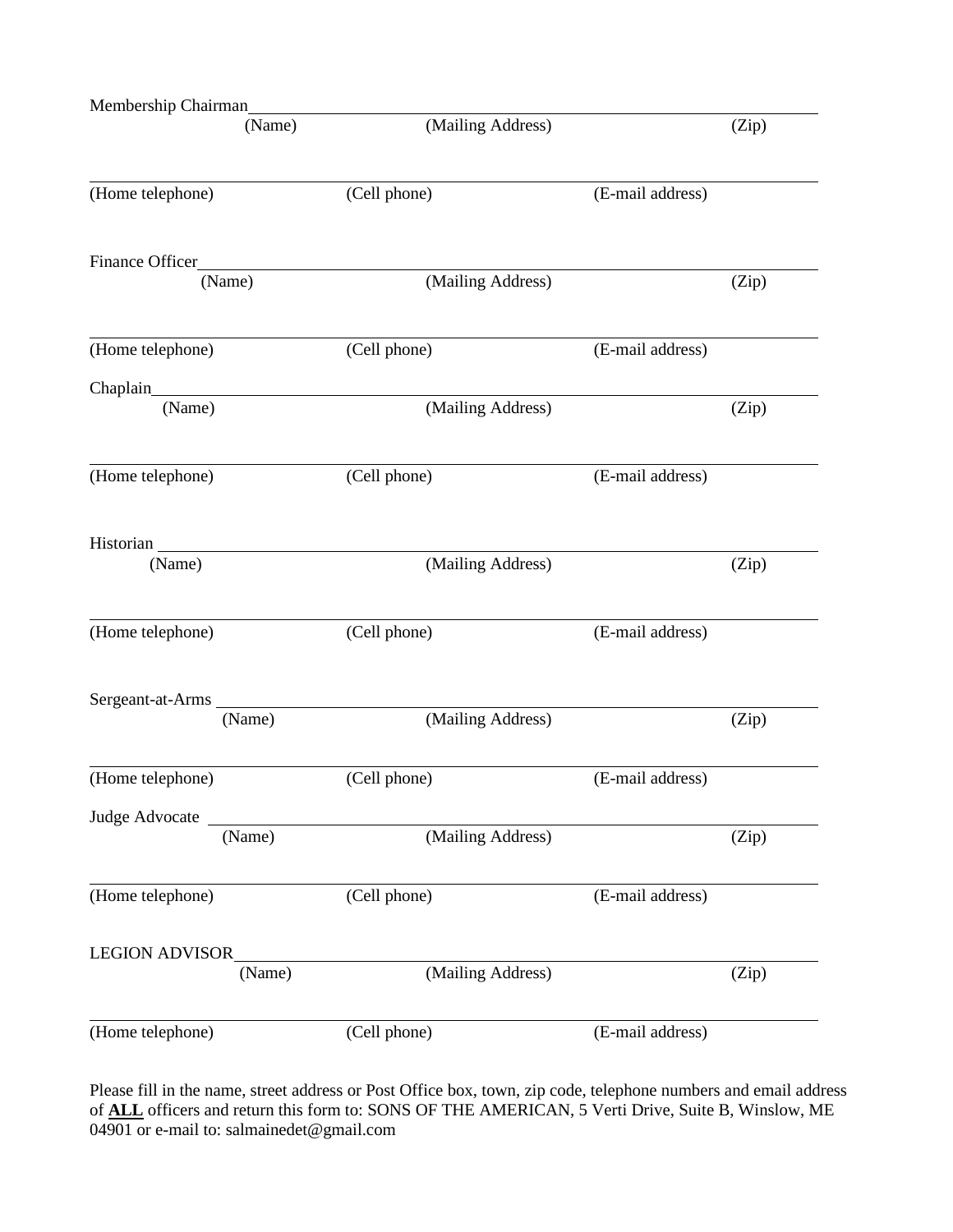Membership Chairman\_\_\_\_\_\_\_\_\_\_\_\_\_\_\_\_\_\_\_\_\_\_\_\_\_\_\_\_\_\_\_\_\_\_\_\_\_\_\_\_\_\_\_\_\_\_\_\_\_\_

(Name) (Mailing Address) (Zip)

\_\_\_\_\_\_\_\_\_\_\_\_\_\_\_\_\_\_\_\_\_\_\_\_\_\_\_\_\_\_\_\_\_\_\_\_\_\_\_\_\_\_\_\_\_\_\_\_\_\_\_\_\_\_\_\_\_\_\_\_\_\_\_\_\_\_

(Home telephone) (Cell phone) (E-mail address)

Finance Officer\_\_\_\_\_\_\_\_\_\_\_\_\_\_\_\_\_\_\_\_\_\_\_\_\_\_\_\_\_\_\_\_\_\_\_\_\_\_\_\_\_\_\_\_\_\_\_\_\_\_\_\_\_\_

(Name) (Mailing Address) (Zip)

\_\_\_\_\_\_\_\_\_\_\_\_\_\_\_\_\_\_\_\_\_\_\_\_\_\_\_\_\_\_\_\_\_\_\_\_\_\_\_\_\_\_\_\_\_\_\_\_\_\_\_\_\_\_\_\_\_\_\_\_\_\_\_\_\_\_

(Home telephone) (Cell phone) (E-mail address)

Chaplain\_\_\_\_\_\_\_\_\_\_\_\_\_\_\_\_\_\_\_\_\_\_\_\_\_\_\_\_\_\_\_\_\_\_\_\_\_\_\_\_\_\_\_\_\_\_\_\_\_\_\_\_\_\_\_\_\_\_

(Name) (Mailing Address) (Zip)

\_\_\_\_\_\_\_\_\_\_\_\_\_\_\_\_\_\_\_\_\_\_\_\_\_\_\_\_\_\_\_\_\_\_\_\_\_\_\_\_\_\_\_\_\_\_\_\_\_\_\_\_\_\_\_\_\_\_\_\_\_\_\_\_\_\_

(Home telephone) (Cell phone) (E-mail address)

Historian \_\_\_\_\_\_\_\_\_\_\_\_\_\_\_\_\_\_\_\_\_\_\_\_\_\_\_\_\_\_\_\_\_\_\_\_\_\_\_\_\_\_\_\_\_\_\_\_\_\_\_\_\_\_\_\_\_

(Name) (Mailing Address) (Zip)

\_\_\_\_\_\_\_\_\_\_\_\_\_\_\_\_\_\_\_\_\_\_\_\_\_\_\_\_\_\_\_\_\_\_\_\_\_\_\_\_\_\_\_\_\_\_\_\_\_\_\_\_\_\_\_\_\_\_\_\_\_\_\_\_\_\_

(Home telephone) (Cell phone) (E-mail address)

Sergeant-at-Arms \_\_\_\_\_\_\_\_\_\_\_\_\_\_\_\_\_\_\_\_\_\_\_\_\_\_\_\_\_\_\_\_\_\_\_\_\_\_\_\_\_\_\_\_\_\_\_\_\_\_

(Name) (Mailing Address) (Zip)

\_\_\_\_\_\_\_\_\_\_\_\_\_\_\_\_\_\_\_\_\_\_\_\_\_\_\_\_\_\_\_\_\_\_\_\_\_\_\_\_\_\_\_\_\_\_\_\_\_\_\_\_\_\_\_\_\_\_\_\_\_\_\_\_\_\_

(Home telephone) (Cell phone) (E-mail address)

Judge Advocate \_\_\_\_\_\_\_\_\_\_\_\_\_\_\_\_\_\_\_\_\_\_\_\_\_\_\_\_\_\_\_\_\_\_\_\_\_\_\_\_\_\_\_\_\_\_\_\_\_\_\_\_

(Name) (Mailing Address) (Zip)

\_\_\_\_\_\_\_\_\_\_\_\_\_\_\_\_\_\_\_\_\_\_\_\_\_\_\_\_\_\_\_\_\_\_\_\_\_\_\_\_\_\_\_\_\_\_\_\_\_\_\_\_\_\_\_\_\_\_\_\_\_\_\_\_\_\_

(Home telephone) (Cell phone) (E-mail address)

LEGION ADVISOR\_\_\_\_\_\_\_\_\_\_\_\_\_\_\_\_\_\_\_\_\_\_\_\_\_\_\_\_\_\_\_\_\_\_\_\_\_\_\_\_\_\_\_\_\_\_\_\_\_\_\_\_

(Name) (Mailing Address) (Zip)

\_\_\_\_\_\_\_\_\_\_\_\_\_\_\_\_\_\_\_\_\_\_\_\_\_\_\_\_\_\_\_\_\_\_\_\_\_\_\_\_\_\_\_\_\_\_\_\_\_\_\_\_\_\_\_\_\_\_\_\_\_\_\_\_\_\_

(Home telephone) (Cell phone) (E-mail address)

Please fill in the name, street address or Post Office box, town, zip code, telephone numbers and email address of **ALL** officers and return this form to: SONS OF THE AMERICAN, 5 Verti Drive, Suite B, Winslow, ME 04901 or e-mail to: salmainedet@gmail.com